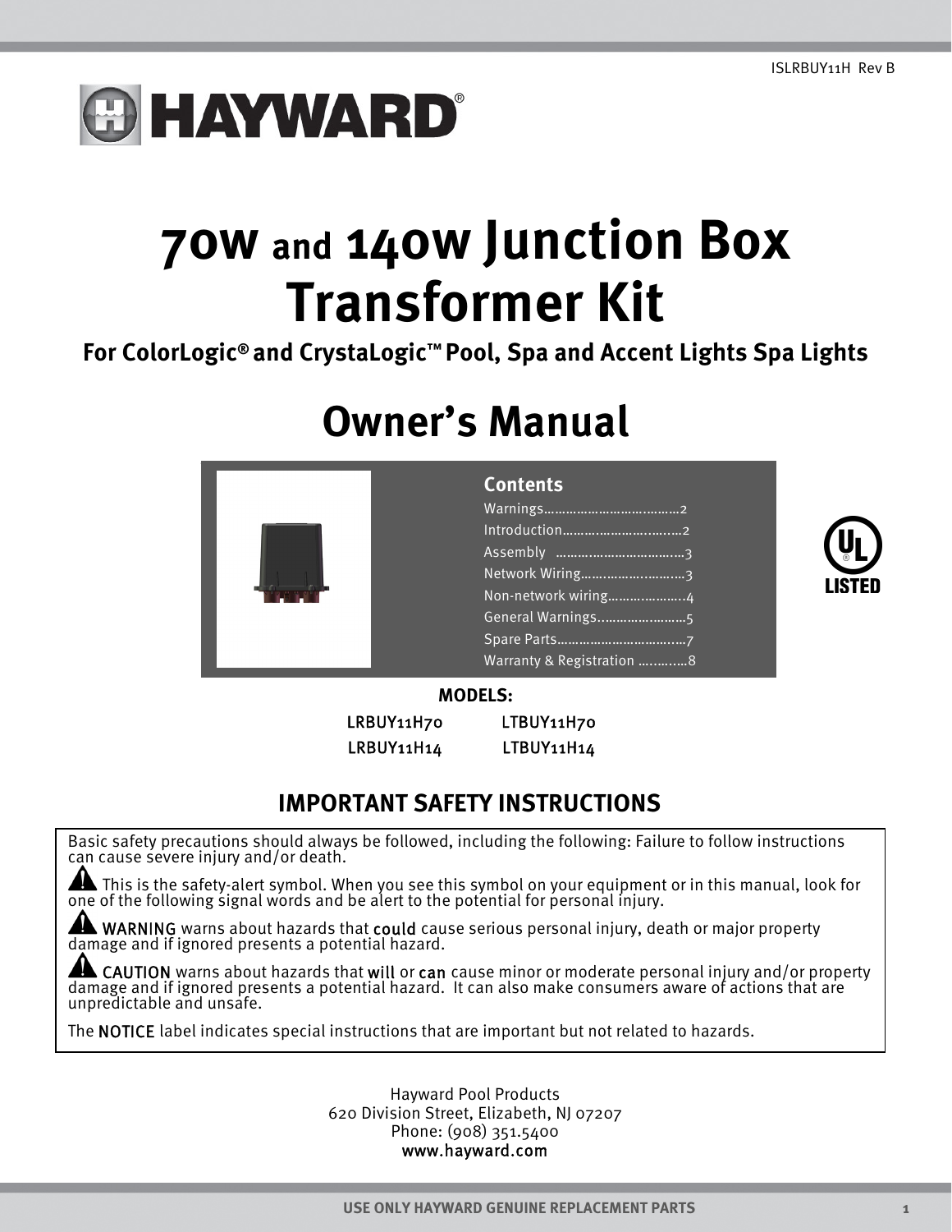ISLRBUY11H Rev B

# 70W and 140W Junction Box Transformer Kit

## For ColorLogic® and CrystaLogic™ Pool, Spa and Accent Lights Spa Lights

# Owner's Manual

**Contents**

- Warnings……………………………2
- Introduction…………………………2
- Assembly ……………………………3
- Network Wiring………………………3
- Non-network wiring…………………4
- General Warnings……………………5
- Spare Parts……………………………7
- Warranty & Registration ……………8

**MODELS:**

| | |
|---|---|
| LRBUY11H70 | LTBUY11H70 |
| LRBUY11H14 | LTBUY11H14 |

## IMPORTANT SAFETY INSTRUCTIONS

Basic safety precautions should always be followed, including the following: Failure to follow instructions can cause severe injury and/or death.

⚠ This is the safety-alert symbol. When you see this symbol on your equipment or in this manual, look for one of the following signal words and be alert to the potential for personal injury.

⚠ WARNING warns about hazards that could cause serious personal injury, death or major property damage and if ignored presents a potential hazard.

⚠ CAUTION warns about hazards that will or can cause minor or moderate personal injury and/or property damage and if ignored presents a potential hazard. It can also make consumers aware of actions that are unpredictable and unsafe.

The NOTICE label indicates special instructions that are important but not related to hazards.

Hayward Pool Products
620 Division Street, Elizabeth, NJ 07207
Phone: (908) 351.5400
www.hayward.com

USE ONLY HAYWARD GENUINE REPLACEMENT PARTS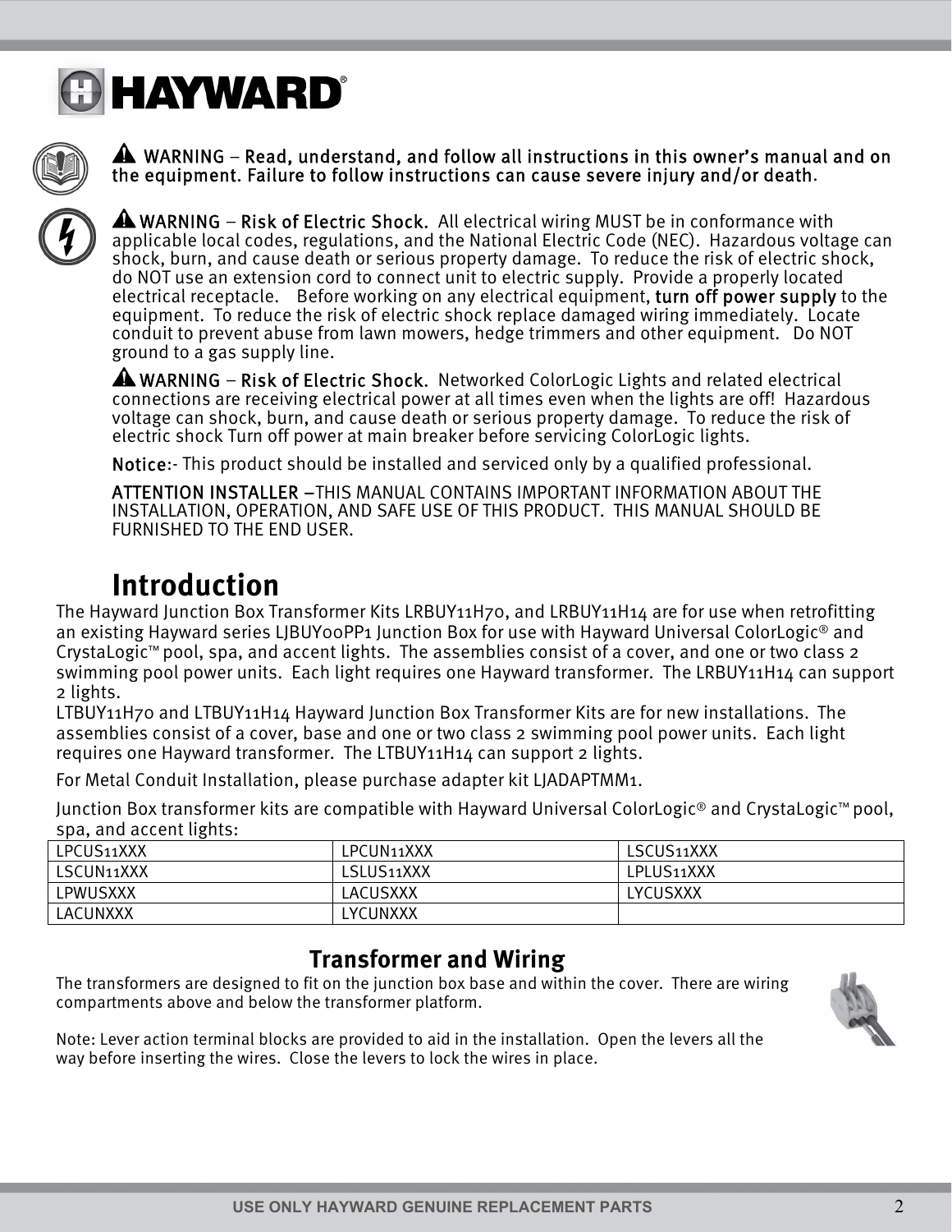**⚠ WARNING – Read, understand, and follow all instructions in this owner's manual and on the equipment. Failure to follow instructions can cause severe injury and/or death.**

**⚠ WARNING – Risk of Electric Shock.** All electrical wiring MUST be in conformance with applicable local codes, regulations, and the National Electric Code (NEC). Hazardous voltage can shock, burn, and cause death or serious property damage. To reduce the risk of electric shock, do NOT use an extension cord to connect unit to electric supply. Provide a properly located electrical receptacle. Before working on any electrical equipment, **turn off power supply** to the equipment. To reduce the risk of electric shock replace damaged wiring immediately. Locate conduit to prevent abuse from lawn mowers, hedge trimmers and other equipment. Do NOT ground to a gas supply line.

**⚠ WARNING – Risk of Electric Shock.** Networked ColorLogic Lights and related electrical connections are receiving electrical power at all times even when the lights are off! Hazardous voltage can shock, burn, and cause death or serious property damage. To reduce the risk of electric shock Turn off power at main breaker before servicing ColorLogic lights.

**Notice**:- This product should be installed and serviced only by a qualified professional.

**ATTENTION INSTALLER** –THIS MANUAL CONTAINS IMPORTANT INFORMATION ABOUT THE INSTALLATION, OPERATION, AND SAFE USE OF THIS PRODUCT. THIS MANUAL SHOULD BE FURNISHED TO THE END USER.

# Introduction

The Hayward Junction Box Transformer Kits LRBUY11H70, and LRBUY11H14 are for use when retrofitting an existing Hayward series LJBUY00PP1 Junction Box for use with Hayward Universal ColorLogic® and CrystaLogic™ pool, spa, and accent lights. The assemblies consist of a cover, and one or two class 2 swimming pool power units. Each light requires one Hayward transformer. The LRBUY11H14 can support 2 lights.

LTBUY11H70 and LTBUY11H14 Hayward Junction Box Transformer Kits are for new installations. The assemblies consist of a cover, base and one or two class 2 swimming pool power units. Each light requires one Hayward transformer. The LTBUY11H14 can support 2 lights.

For Metal Conduit Installation, please purchase adapter kit LJADAPTMM1.

Junction Box transformer kits are compatible with Hayward Universal ColorLogic® and CrystaLogic™ pool, spa, and accent lights:

| LPCUS11XXX | LPCUN11XXX | LSCUS11XXX |
|---|---|---|
| LSCUN11XXX | LSLUS11XXX | LPLUS11XXX |
| LPWUSXXX | LACUSXXX | LYCUSXXX |
| LACUNXXX | LYCUNXXX | |

## Transformer and Wiring

The transformers are designed to fit on the junction box base and within the cover. There are wiring compartments above and below the transformer platform.

Note: Lever action terminal blocks are provided to aid in the installation. Open the levers all the way before inserting the wires. Close the levers to lock the wires in place.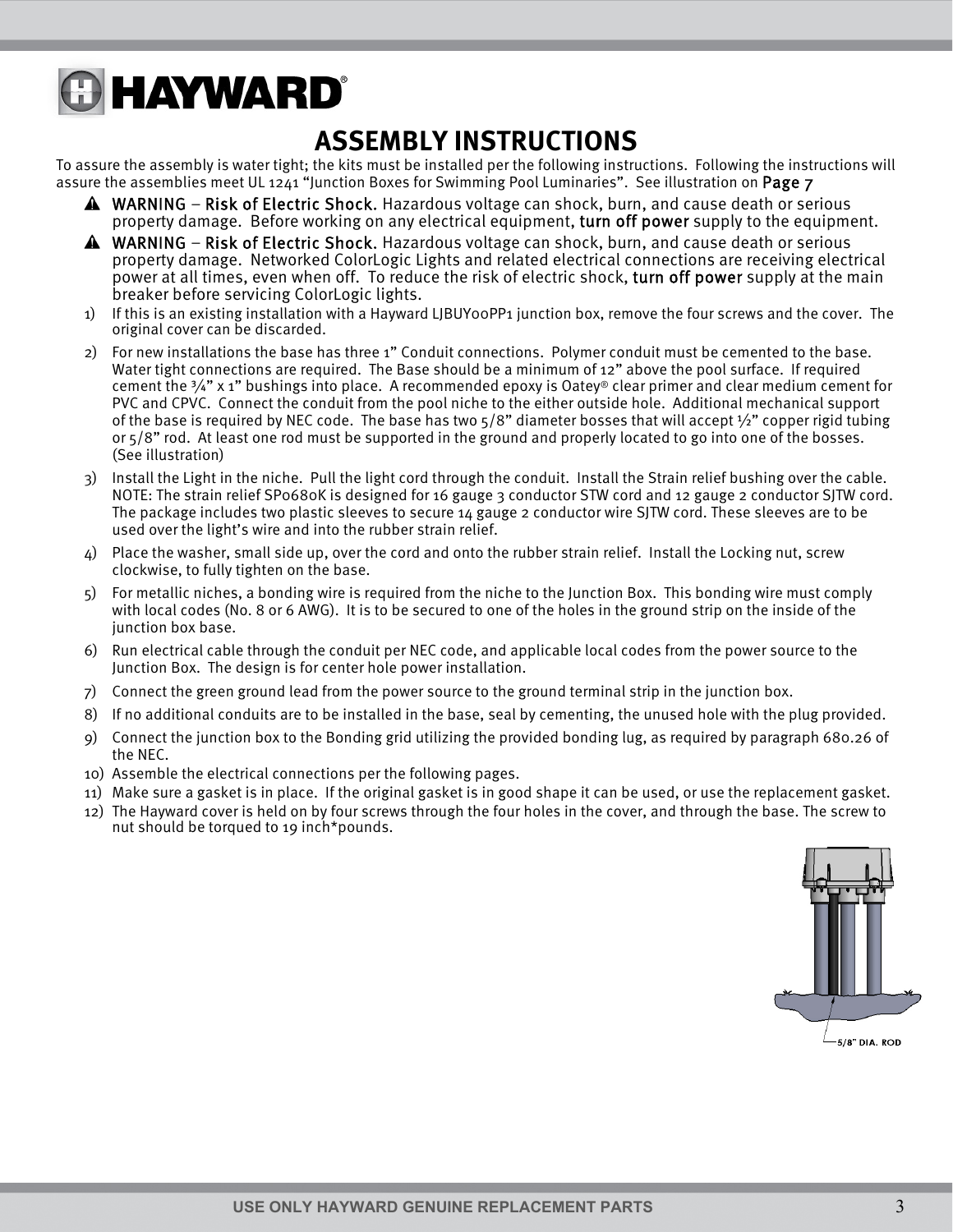HAYWARD®

# ASSEMBLY INSTRUCTIONS

To assure the assembly is water tight; the kits must be installed per the following instructions. Following the instructions will assure the assemblies meet UL 1241 "Junction Boxes for Swimming Pool Luminaries". See illustration on Page 7

⚠ WARNING – Risk of Electric Shock. Hazardous voltage can shock, burn, and cause death or serious property damage. Before working on any electrical equipment, turn off power supply to the equipment.

⚠ WARNING – Risk of Electric Shock. Hazardous voltage can shock, burn, and cause death or serious property damage. Networked ColorLogic Lights and related electrical connections are receiving electrical power at all times, even when off. To reduce the risk of electric shock, turn off power supply at the main breaker before servicing ColorLogic lights.

1) If this is an existing installation with a Hayward LJBUY00PP1 junction box, remove the four screws and the cover. The original cover can be discarded.
2) For new installations the base has three 1" Conduit connections. Polymer conduit must be cemented to the base. Water tight connections are required. The Base should be a minimum of 12" above the pool surface. If required cement the ¾" x 1" bushings into place. A recommended epoxy is Oatey® clear primer and clear medium cement for PVC and CPVC. Connect the conduit from the pool niche to the either outside hole. Additional mechanical support of the base is required by NEC code. The base has two 5/8" diameter bosses that will accept ½" copper rigid tubing or 5/8" rod. At least one rod must be supported in the ground and properly located to go into one of the bosses. (See illustration)
3) Install the Light in the niche. Pull the light cord through the conduit. Install the Strain relief bushing over the cable. NOTE: The strain relief SP0680K is designed for 16 gauge 3 conductor STW cord and 12 gauge 2 conductor SJTW cord. The package includes two plastic sleeves to secure 14 gauge 2 conductor wire SJTW cord. These sleeves are to be used over the light's wire and into the rubber strain relief.
4) Place the washer, small side up, over the cord and onto the rubber strain relief. Install the Locking nut, screw clockwise, to fully tighten on the base.
5) For metallic niches, a bonding wire is required from the niche to the Junction Box. This bonding wire must comply with local codes (No. 8 or 6 AWG). It is to be secured to one of the holes in the ground strip on the inside of the junction box base.
6) Run electrical cable through the conduit per NEC code, and applicable local codes from the power source to the Junction Box. The design is for center hole power installation.
7) Connect the green ground lead from the power source to the ground terminal strip in the junction box.
8) If no additional conduits are to be installed in the base, seal by cementing, the unused hole with the plug provided.
9) Connect the junction box to the Bonding grid utilizing the provided bonding lug, as required by paragraph 680.26 of the NEC.
10) Assemble the electrical connections per the following pages.
11) Make sure a gasket is in place. If the original gasket is in good shape it can be used, or use the replacement gasket.
12) The Hayward cover is held on by four screws through the four holes in the cover, and through the base. The screw to nut should be torqued to 19 inch*pounds.

5/8" DIA. ROD

USE ONLY HAYWARD GENUINE REPLACEMENT PARTS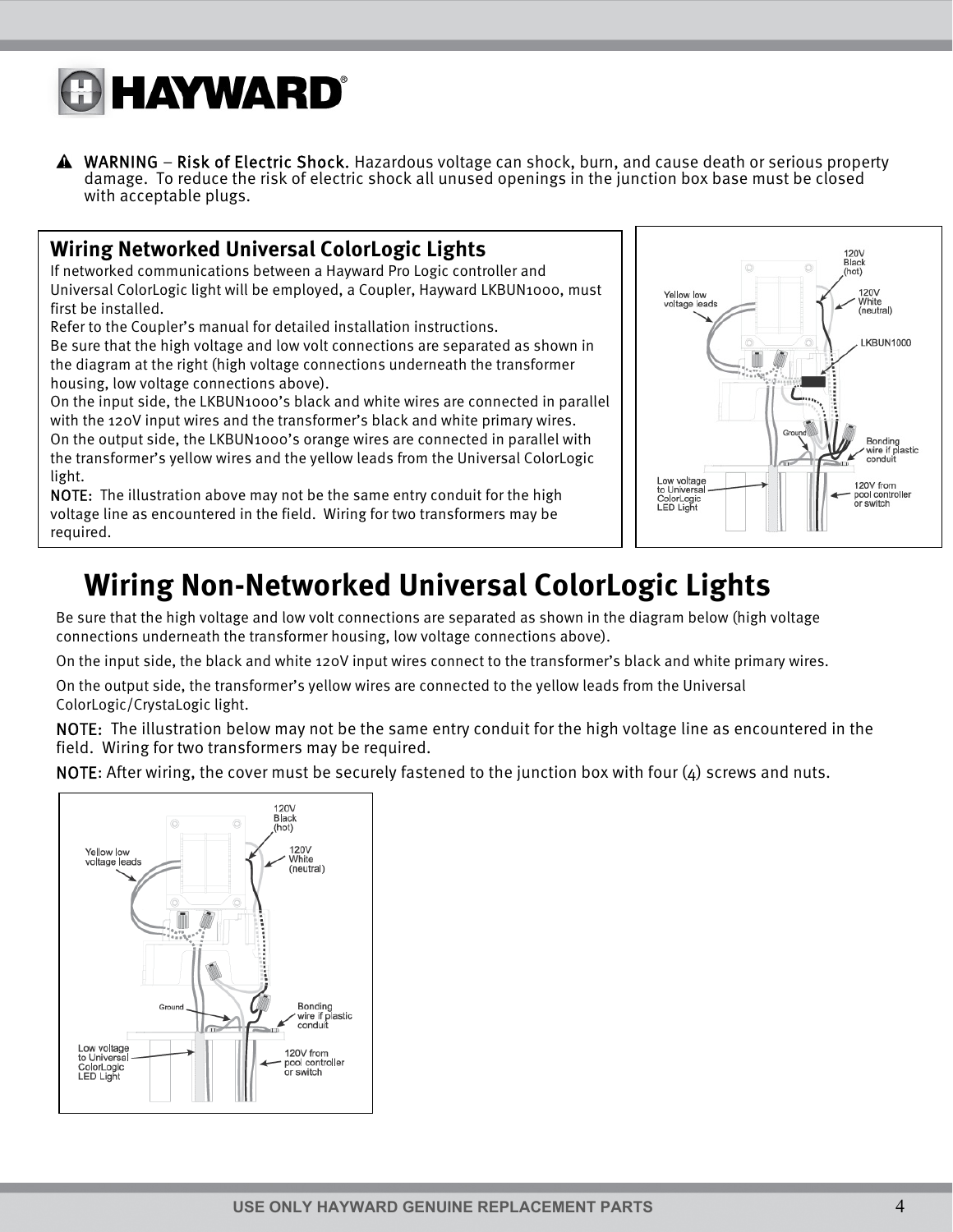**⚠ WARNING – Risk of Electric Shock.** Hazardous voltage can shock, burn, and cause death or serious property damage. To reduce the risk of electric shock all unused openings in the junction box base must be closed with acceptable plugs.

### Wiring Networked Universal ColorLogic Lights

If networked communications between a Hayward Pro Logic controller and Universal ColorLogic light will be employed, a Coupler, Hayward LKBUN1000, must first be installed.

Refer to the Coupler's manual for detailed installation instructions.

Be sure that the high voltage and low volt connections are separated as shown in the diagram at the right (high voltage connections underneath the transformer housing, low voltage connections above).

On the input side, the LKBUN1000's black and white wires are connected in parallel with the 120V input wires and the transformer's black and white primary wires.

On the output side, the LKBUN1000's orange wires are connected in parallel with the transformer's yellow wires and the yellow leads from the Universal ColorLogic light.

**NOTE:** The illustration above may not be the same entry conduit for the high voltage line as encountered in the field. Wiring for two transformers may be required.

## Wiring Non-Networked Universal ColorLogic Lights

Be sure that the high voltage and low volt connections are separated as shown in the diagram below (high voltage connections underneath the transformer housing, low voltage connections above).

On the input side, the black and white 120V input wires connect to the transformer's black and white primary wires.

On the output side, the transformer's yellow wires are connected to the yellow leads from the Universal ColorLogic/CrystaLogic light.

**NOTE:** The illustration below may not be the same entry conduit for the high voltage line as encountered in the field. Wiring for two transformers may be required.

**NOTE:** After wiring, the cover must be securely fastened to the junction box with four (4) screws and nuts.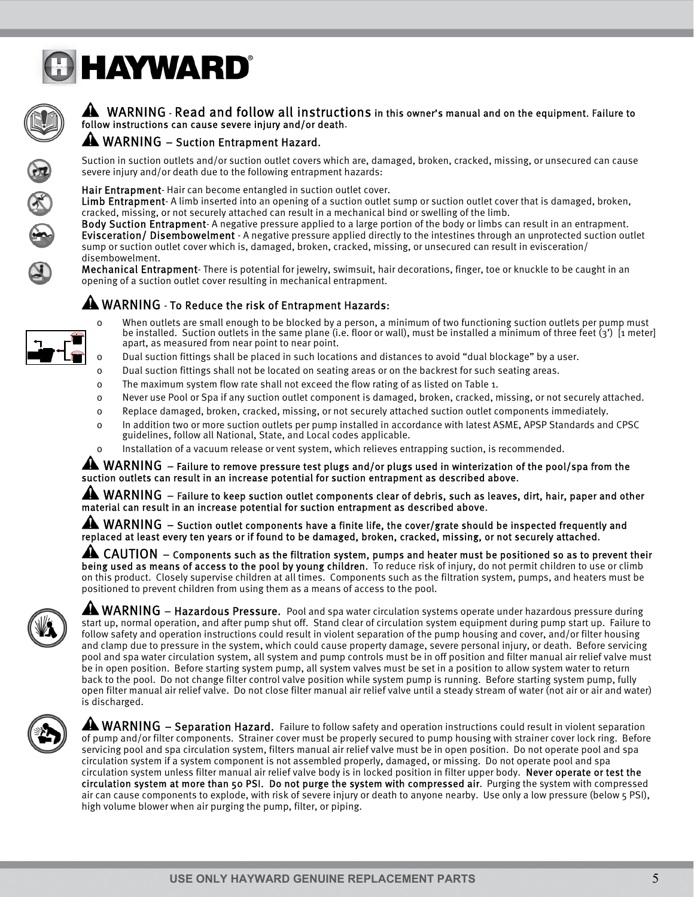**⚠ WARNING - Read and follow all instructions in this owner's manual and on the equipment. Failure to follow instructions can cause severe injury and/or death.**

**⚠ WARNING – Suction Entrapment Hazard.**

Suction in suction outlets and/or suction outlet covers which are, damaged, broken, cracked, missing, or unsecured can cause severe injury and/or death due to the following entrapment hazards:

**Hair Entrapment**- Hair can become entangled in suction outlet cover.
**Limb Entrapment**- A limb inserted into an opening of a suction outlet sump or suction outlet cover that is damaged, broken, cracked, missing, or not securely attached can result in a mechanical bind or swelling of the limb.
**Body Suction Entrapment**- A negative pressure applied to a large portion of the body or limbs can result in an entrapment.
**Evisceration/ Disembowelment** - A negative pressure applied directly to the intestines through an unprotected suction outlet sump or suction outlet cover which is, damaged, broken, cracked, missing, or unsecured can result in evisceration/ disembowelment.
**Mechanical Entrapment**- There is potential for jewelry, swimsuit, hair decorations, finger, toe or knuckle to be caught in an opening of a suction outlet cover resulting in mechanical entrapment.

**⚠ WARNING - To Reduce the risk of Entrapment Hazards:**

- When outlets are small enough to be blocked by a person, a minimum of two functioning suction outlets per pump must be installed. Suction outlets in the same plane (i.e. floor or wall), must be installed a minimum of three feet (3') [1 meter] apart, as measured from near point to near point.
- Dual suction fittings shall be placed in such locations and distances to avoid "dual blockage" by a user.
- Dual suction fittings shall not be located on seating areas or on the backrest for such seating areas.
- The maximum system flow rate shall not exceed the flow rating of as listed on Table 1.
- Never use Pool or Spa if any suction outlet component is damaged, broken, cracked, missing, or not securely attached.
- Replace damaged, broken, cracked, missing, or not securely attached suction outlet components immediately.
- In addition two or more suction outlets per pump installed in accordance with latest ASME, APSP Standards and CPSC guidelines, follow all National, State, and Local codes applicable.
- Installation of a vacuum release or vent system, which relieves entrapping suction, is recommended.

**⚠ WARNING – Failure to remove pressure test plugs and/or plugs used in winterization of the pool/spa from the suction outlets can result in an increase potential for suction entrapment as described above.**

**⚠ WARNING – Failure to keep suction outlet components clear of debris, such as leaves, dirt, hair, paper and other material can result in an increase potential for suction entrapment as described above.**

**⚠ WARNING – Suction outlet components have a finite life, the cover/grate should be inspected frequently and replaced at least every ten years or if found to be damaged, broken, cracked, missing, or not securely attached.**

**⚠ CAUTION – Components such as the filtration system, pumps and heater must be positioned so as to prevent their being used as means of access to the pool by young children.** To reduce risk of injury, do not permit children to use or climb on this product. Closely supervise children at all times. Components such as the filtration system, pumps, and heaters must be positioned to prevent children from using them as a means of access to the pool.

**⚠ WARNING – Hazardous Pressure.** Pool and spa water circulation systems operate under hazardous pressure during start up, normal operation, and after pump shut off. Stand clear of circulation system equipment during pump start up. Failure to follow safety and operation instructions could result in violent separation of the pump housing and cover, and/or filter housing and clamp due to pressure in the system, which could cause property damage, severe personal injury, or death. Before servicing pool and spa water circulation system, all system and pump controls must be in off position and filter manual air relief valve must be in open position. Before starting system pump, all system valves must be set in a position to allow system water to return back to the pool. Do not change filter control valve position while system pump is running. Before starting system pump, fully open filter manual air relief valve. Do not close filter manual air relief valve until a steady stream of water (not air or air and water) is discharged.

**⚠ WARNING – Separation Hazard.** Failure to follow safety and operation instructions could result in violent separation of pump and/or filter components. Strainer cover must be properly secured to pump housing with strainer cover lock ring. Before servicing pool and spa circulation system, filters manual air relief valve must be in open position. Do not operate pool and spa circulation system if a system component is not assembled properly, damaged, or missing. Do not operate pool and spa circulation system unless filter manual air relief valve body is in locked position in filter upper body. **Never operate or test the circulation system at more than 50 PSI. Do not purge the system with compressed air.** Purging the system with compressed air can cause components to explode, with risk of severe injury or death to anyone nearby. Use only a low pressure (below 5 PSI), high volume blower when air purging the pump, filter, or piping.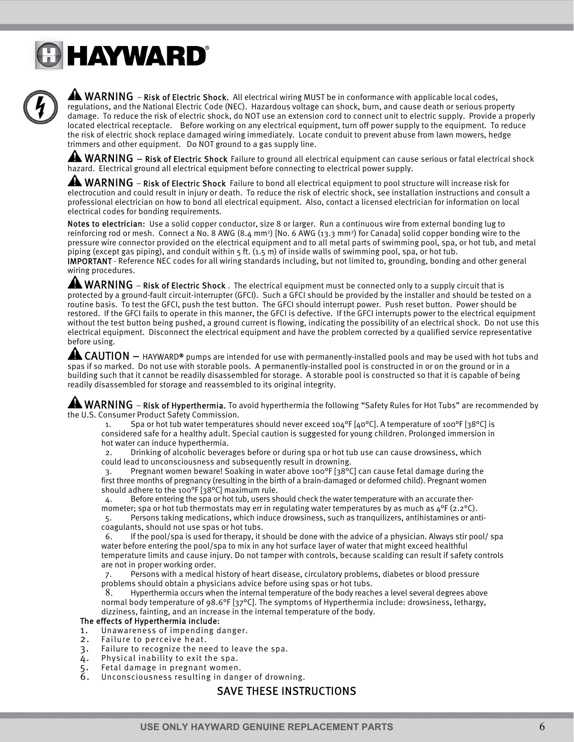**⚠ WARNING** – Risk of Electric Shock. All electrical wiring MUST be in conformance with applicable local codes, regulations, and the National Electric Code (NEC). Hazardous voltage can shock, burn, and cause death or serious property damage. To reduce the risk of electric shock, do NOT use an extension cord to connect unit to electric supply. Provide a properly located electrical receptacle. Before working on any electrical equipment, turn off power supply to the equipment. To reduce the risk of electric shock replace damaged wiring immediately. Locate conduit to prevent abuse from lawn mowers, hedge trimmers and other equipment. Do NOT ground to a gas supply line.

**⚠ WARNING** – Risk of Electric Shock Failure to ground all electrical equipment can cause serious or fatal electrical shock hazard. Electrical ground all electrical equipment before connecting to electrical power supply.

**⚠ WARNING** – Risk of Electric Shock Failure to bond all electrical equipment to pool structure will increase risk for electrocution and could result in injury or death. To reduce the risk of electric shock, see installation instructions and consult a professional electrician on how to bond all electrical equipment. Also, contact a licensed electrician for information on local electrical codes for bonding requirements.

**Notes to electrician:** Use a solid copper conductor, size 8 or larger. Run a continuous wire from external bonding lug to reinforcing rod or mesh. Connect a No. 8 AWG (8.4 mm²) [No. 6 AWG (13.3 mm²) for Canada] solid copper bonding wire to the pressure wire connector provided on the electrical equipment and to all metal parts of swimming pool, spa, or hot tub, and metal piping (except gas piping), and conduit within 5 ft. (1.5 m) of inside walls of swimming pool, spa, or hot tub.
**IMPORTANT** - Reference NEC codes for all wiring standards including, but not limited to, grounding, bonding and other general wiring procedures.

**⚠ WARNING** – Risk of Electric Shock . The electrical equipment must be connected only to a supply circuit that is protected by a ground-fault circuit-interrupter (GFCI). Such a GFCI should be provided by the installer and should be tested on a routine basis. To test the GFCI, push the test button. The GFCI should interrupt power. Push reset button. Power should be restored. If the GFCI fails to operate in this manner, the GFCI is defective. If the GFCI interrupts power to the electrical equipment without the test button being pushed, a ground current is flowing, indicating the possibility of an electrical shock. Do not use this electrical equipment. Disconnect the electrical equipment and have the problem corrected by a qualified service representative before using.

**⚠ CAUTION** – HAYWARD® pumps are intended for use with permanently-installed pools and may be used with hot tubs and spas if so marked. Do not use with storable pools. A permanently-installed pool is constructed in or on the ground or in a building such that it cannot be readily disassembled for storage. A storable pool is constructed so that it is capable of being readily disassembled for storage and reassembled to its original integrity.

**⚠ WARNING** – Risk of Hyperthermia. To avoid hyperthermia the following "Safety Rules for Hot Tubs" are recommended by the U.S. Consumer Product Safety Commission.

1. Spa or hot tub water temperatures should never exceed 104°F [40°C]. A temperature of 100°F [38°C] is considered safe for a healthy adult. Special caution is suggested for young children. Prolonged immersion in hot water can induce hyperthermia.
2. Drinking of alcoholic beverages before or during spa or hot tub use can cause drowsiness, which could lead to unconsciousness and subsequently result in drowning.
3. Pregnant women beware! Soaking in water above 100°F [38°C] can cause fetal damage during the first three months of pregnancy (resulting in the birth of a brain-damaged or deformed child). Pregnant women should adhere to the 100°F [38°C] maximum rule.
4. Before entering the spa or hot tub, users should check the water temperature with an accurate thermometer; spa or hot tub thermostats may err in regulating water temperatures by as much as 4°F (2.2°C).
5. Persons taking medications, which induce drowsiness, such as tranquilizers, antihistamines or anti-coagulants, should not use spas or hot tubs.
6. If the pool/spa is used for therapy, it should be done with the advice of a physician. Always stir pool/ spa water before entering the pool/spa to mix in any hot surface layer of water that might exceed healthful temperature limits and cause injury. Do not tamper with controls, because scalding can result if safety controls are not in proper working order.
7. Persons with a medical history of heart disease, circulatory problems, diabetes or blood pressure problems should obtain a physicians advice before using spas or hot tubs.
8. Hyperthermia occurs when the internal temperature of the body reaches a level several degrees above normal body temperature of 98.6°F [37°C]. The symptoms of Hyperthermia include: drowsiness, lethargy, dizziness, fainting, and an increase in the internal temperature of the body.

**The effects of Hyperthermia include:**

1. Unawareness of impending danger.
2. Failure to perceive heat.
3. Failure to recognize the need to leave the spa.
4. Physical inability to exit the spa.
5. Fetal damage in pregnant women.
6. Unconsciousness resulting in danger of drowning.

**SAVE THESE INSTRUCTIONS**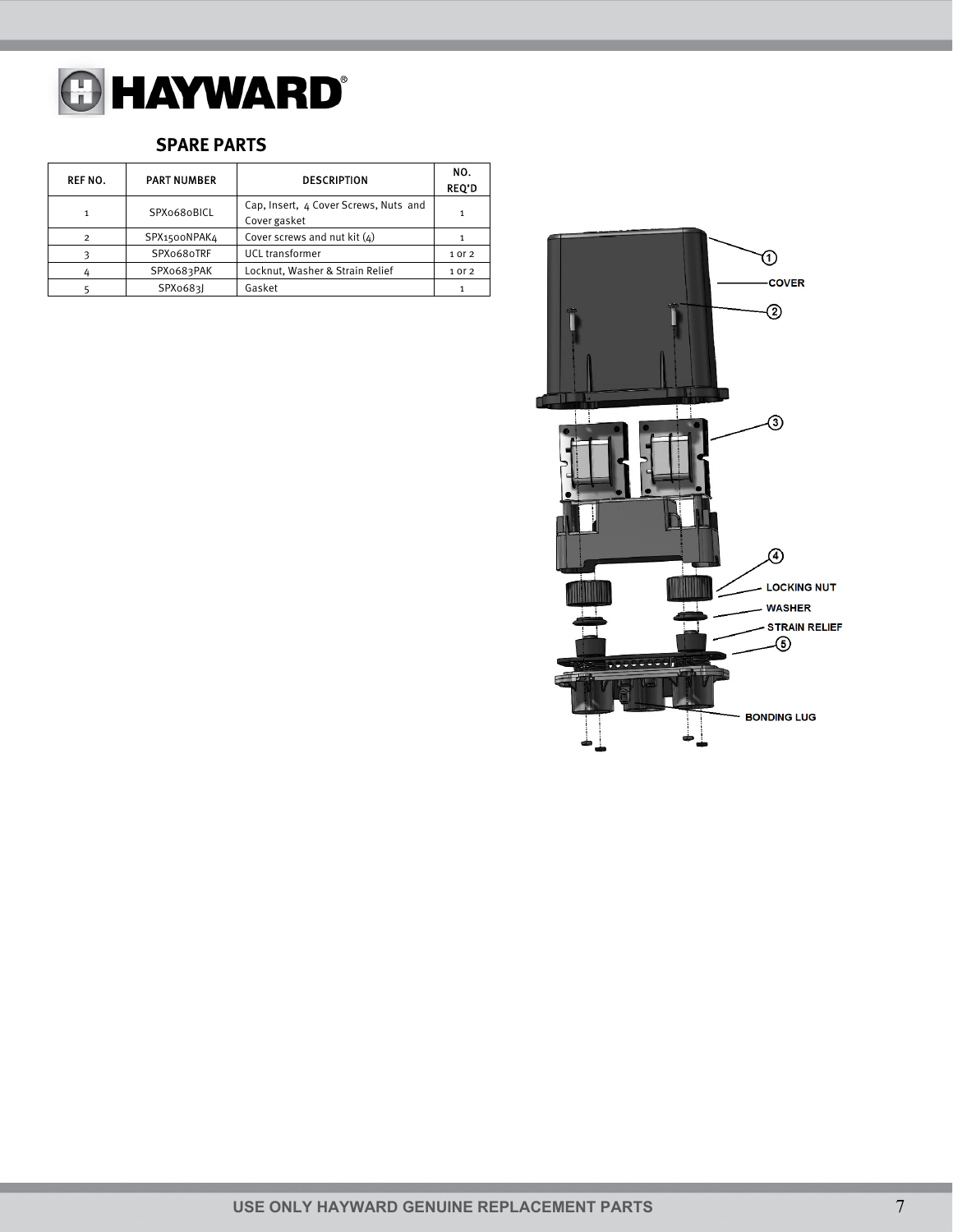## SPARE PARTS

| REF NO. | PART NUMBER | DESCRIPTION | NO. REQ'D |
|---|---|---|---|
| 1 | SPX0680BICL | Cap, Insert, 4 Cover Screws, Nuts and Cover gasket | 1 |
| 2 | SPX1500NPAK4 | Cover screws and nut kit (4) | 1 |
| 3 | SPX0680TRF | UCL transformer | 1 or 2 |
| 4 | SPX0683PAK | Locknut, Washer & Strain Relief | 1 or 2 |
| 5 | SPX0683J | Gasket | 1 |

USE ONLY HAYWARD GENUINE REPLACEMENT PARTS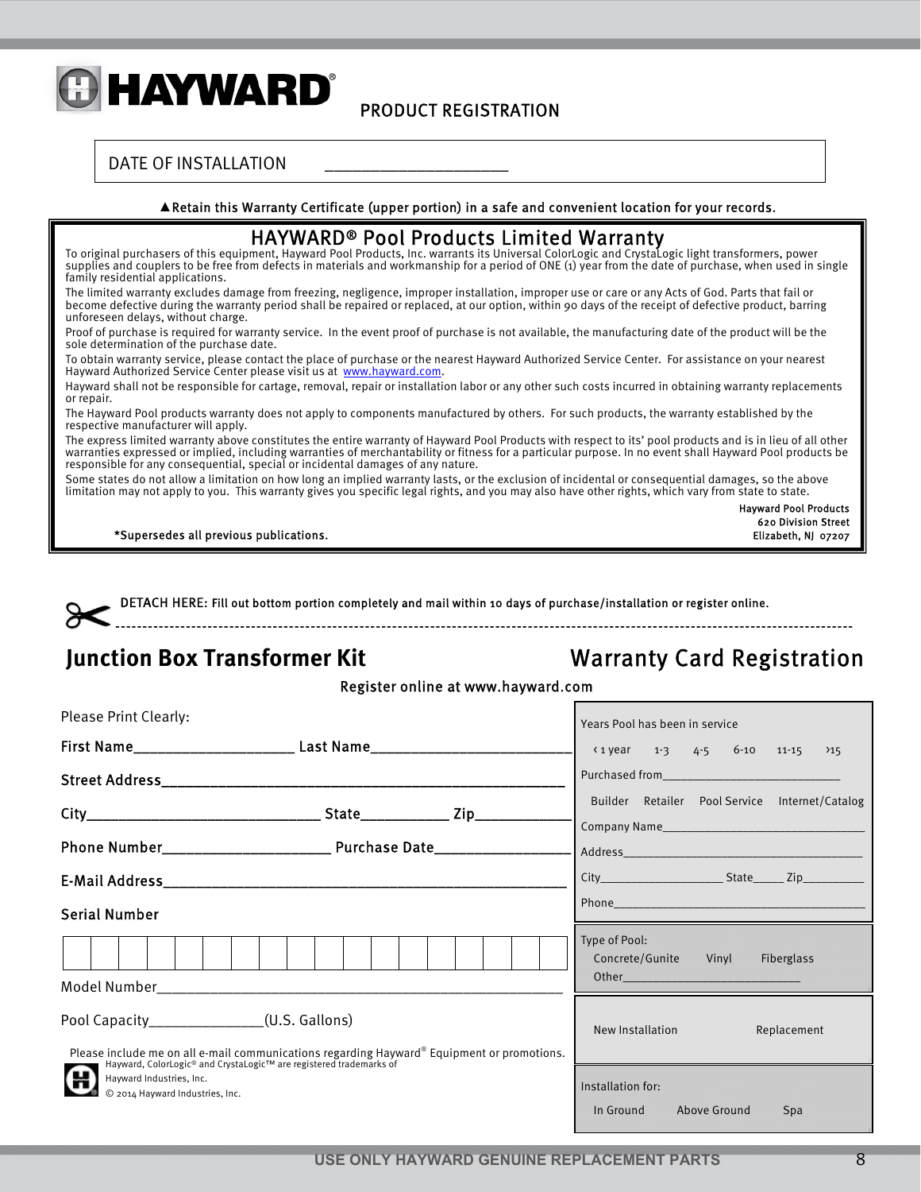HAYWARD®

PRODUCT REGISTRATION

DATE OF INSTALLATION ____________________

▲Retain this Warranty Certificate (upper portion) in a safe and convenient location for your records.

## HAYWARD® Pool Products Limited Warranty

To original purchasers of this equipment, Hayward Pool Products, Inc. warrants its Universal ColorLogic and CrystaLogic light transformers, power supplies and couplers to be free from defects in materials and workmanship for a period of ONE (1) year from the date of purchase, when used in single family residential applications.

The limited warranty excludes damage from freezing, negligence, improper installation, improper use or care or any Acts of God. Parts that fail or become defective during the warranty period shall be repaired or replaced, at our option, within 90 days of the receipt of defective product, barring unforeseen delays, without charge.

Proof of purchase is required for warranty service. In the event proof of purchase is not available, the manufacturing date of the product will be the sole determination of the purchase date.

To obtain warranty service, please contact the place of purchase or the nearest Hayward Authorized Service Center. For assistance on your nearest Hayward Authorized Service Center please visit us at www.hayward.com.

Hayward shall not be responsible for cartage, removal, repair or installation labor or any other such costs incurred in obtaining warranty replacements or repair.

The Hayward Pool products warranty does not apply to components manufactured by others. For such products, the warranty established by the respective manufacturer will apply.

The express limited warranty above constitutes the entire warranty of Hayward Pool Products with respect to its' pool products and is in lieu of all other warranties expressed or implied, including warranties of merchantability or fitness for a particular purpose. In no event shall Hayward Pool products be responsible for any consequential, special or incidental damages of any nature.

Some states do not allow a limitation on how long an implied warranty lasts, or the exclusion of incidental or consequential damages, so the above limitation may not apply to you. This warranty gives you specific legal rights, and you may also have other rights, which vary from state to state.

*Supersedes all previous publications.

Hayward Pool Products
620 Division Street
Elizabeth, NJ 07207

DETACH HERE: Fill out bottom portion completely and mail within 10 days of purchase/installation or register online.

---

## Junction Box Transformer Kit

## Warranty Card Registration

Register online at www.hayward.com

Please Print Clearly:

First Name____________________ Last Name__________________________

Street Address____________________________________________________

City______________________________ State___________ Zip____________

Phone Number_____________________ Purchase Date_________________

E-Mail Address____________________________________________________

Serial Number

| | | | | | | | | | | | | | | | | | |
|---|---|---|---|---|---|---|---|---|---|---|---|---|---|---|---|---|---|
| | | | | | | | | | | | | | | | | | |

Model Number_____________________________________________________

Pool Capacity_______________(U.S. Gallons)

Please include me on all e-mail communications regarding Hayward® Equipment or promotions.

Hayward, ColorLogic® and CrystaLogic™ are registered trademarks of Hayward Industries, Inc.
© 2014 Hayward Industries, Inc.

Years Pool has been in service
‹ 1 year   1-3   4-5   6-10   11-15   ›15

Purchased from____________________________
Builder   Retailer   Pool Service   Internet/Catalog

Company Name______________________________
Address___________________________________
City__________________ State_____ Zip_________
Phone_____________________________________

Type of Pool:
Concrete/Gunite   Vinyl   Fiberglass
Other___________________________

New Installation   Replacement

Installation for:
In Ground   Above Ground   Spa